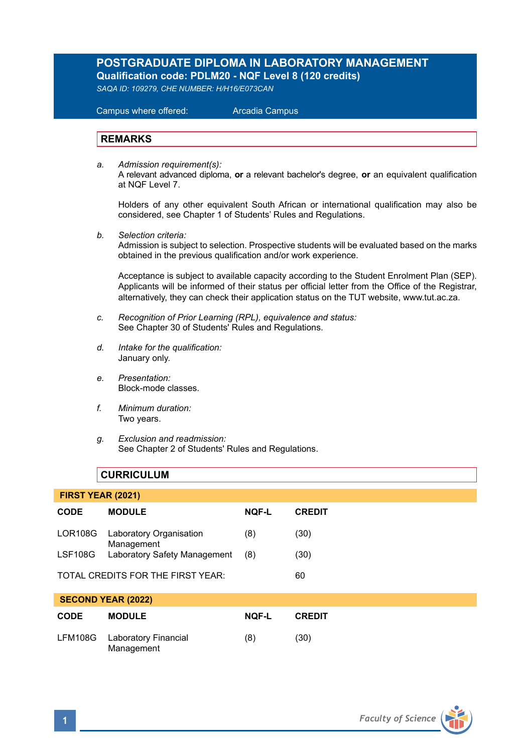# POSTGRADUATE DIPLOMA IN LABORATORY MANAGEMENT

**Qualification code: PDLM20 - NQF Level 8 (120 credits)**

*SAQA ID: 109279, CHE NUMBER: H/H16/E073CAN*

Campus where offered: Arcadia Campus

## REMARKS

a. *Admission requirement(s):*
A relevant advanced diploma, **or** a relevant bachelor's degree, **or** an equivalent qualification at NQF Level 7.

Holders of any other equivalent South African or international qualification may also be considered, see Chapter 1 of Students' Rules and Regulations.

b. *Selection criteria:*
Admission is subject to selection. Prospective students will be evaluated based on the marks obtained in the previous qualification and/or work experience.

Acceptance is subject to available capacity according to the Student Enrolment Plan (SEP). Applicants will be informed of their status per official letter from the Office of the Registrar, alternatively, they can check their application status on the TUT website, www.tut.ac.za.

c. *Recognition of Prior Learning (RPL), equivalence and status:*
See Chapter 30 of Students' Rules and Regulations.

d. *Intake for the qualification:*
January only.

e. *Presentation:*
Block-mode classes.

f. *Minimum duration:*
Two years.

g. *Exclusion and readmission:*
See Chapter 2 of Students' Rules and Regulations.

## CURRICULUM

**FIRST YEAR (2021)**

| CODE | MODULE | NQF-L | CREDIT |
|---|---|---|---|
| LOR108G | Laboratory Organisation Management | (8) | (30) |
| LSF108G | Laboratory Safety Management | (8) | (30) |
| TOTAL CREDITS FOR THE FIRST YEAR: | | | 60 |

**SECOND YEAR (2022)**

| CODE | MODULE | NQF-L | CREDIT |
|---|---|---|---|
| LFM108G | Laboratory Financial Management | (8) | (30) |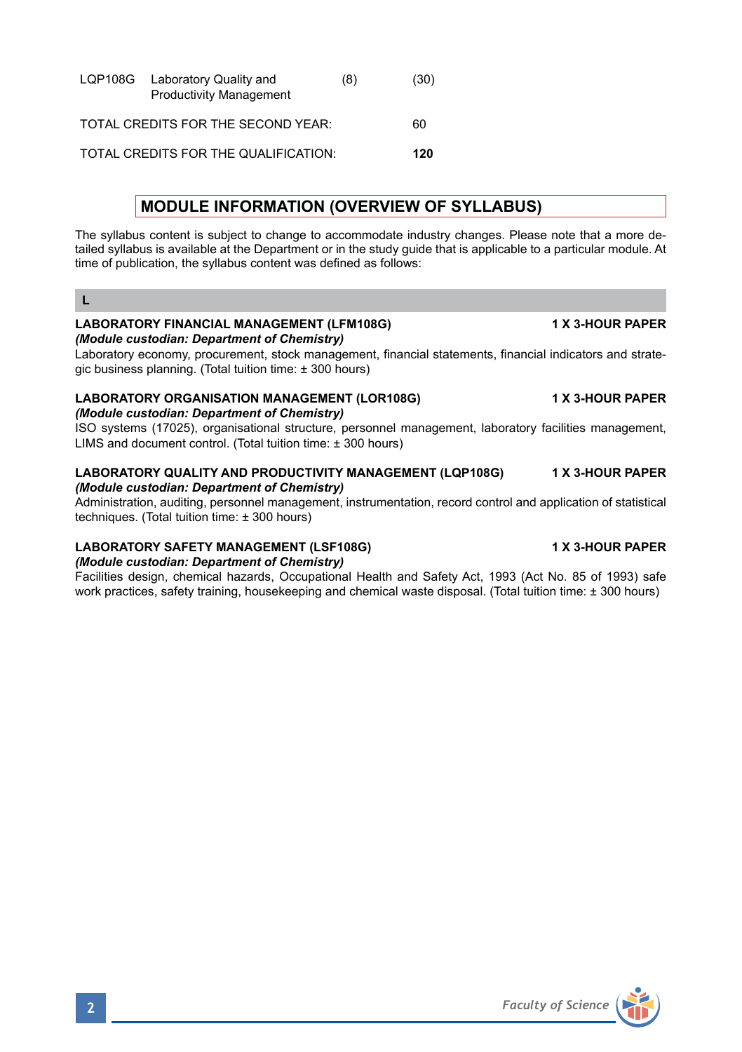| | | | |
|---|---|---|---|
| LQP108G | Laboratory Quality and Productivity Management | (8) | (30) |
| TOTAL CREDITS FOR THE SECOND YEAR: | | | 60 |
| TOTAL CREDITS FOR THE QUALIFICATION: | | | **120** |

## MODULE INFORMATION (OVERVIEW OF SYLLABUS)

The syllabus content is subject to change to accommodate industry changes. Please note that a more detailed syllabus is available at the Department or in the study guide that is applicable to a particular module. At time of publication, the syllabus content was defined as follows:

### L

**LABORATORY FINANCIAL MANAGEMENT (LFM108G) — 1 X 3-HOUR PAPER**
***(Module custodian: Department of Chemistry)***
Laboratory economy, procurement, stock management, financial statements, financial indicators and strategic business planning. (Total tuition time: ± 300 hours)

**LABORATORY ORGANISATION MANAGEMENT (LOR108G) — 1 X 3-HOUR PAPER**
***(Module custodian: Department of Chemistry)***
ISO systems (17025), organisational structure, personnel management, laboratory facilities management, LIMS and document control. (Total tuition time: ± 300 hours)

**LABORATORY QUALITY AND PRODUCTIVITY MANAGEMENT (LQP108G) — 1 X 3-HOUR PAPER**
***(Module custodian: Department of Chemistry)***
Administration, auditing, personnel management, instrumentation, record control and application of statistical techniques. (Total tuition time: ± 300 hours)

**LABORATORY SAFETY MANAGEMENT (LSF108G) — 1 X 3-HOUR PAPER**
***(Module custodian: Department of Chemistry)***
Facilities design, chemical hazards, Occupational Health and Safety Act, 1993 (Act No. 85 of 1993) safe work practices, safety training, housekeeping and chemical waste disposal. (Total tuition time: ± 300 hours)